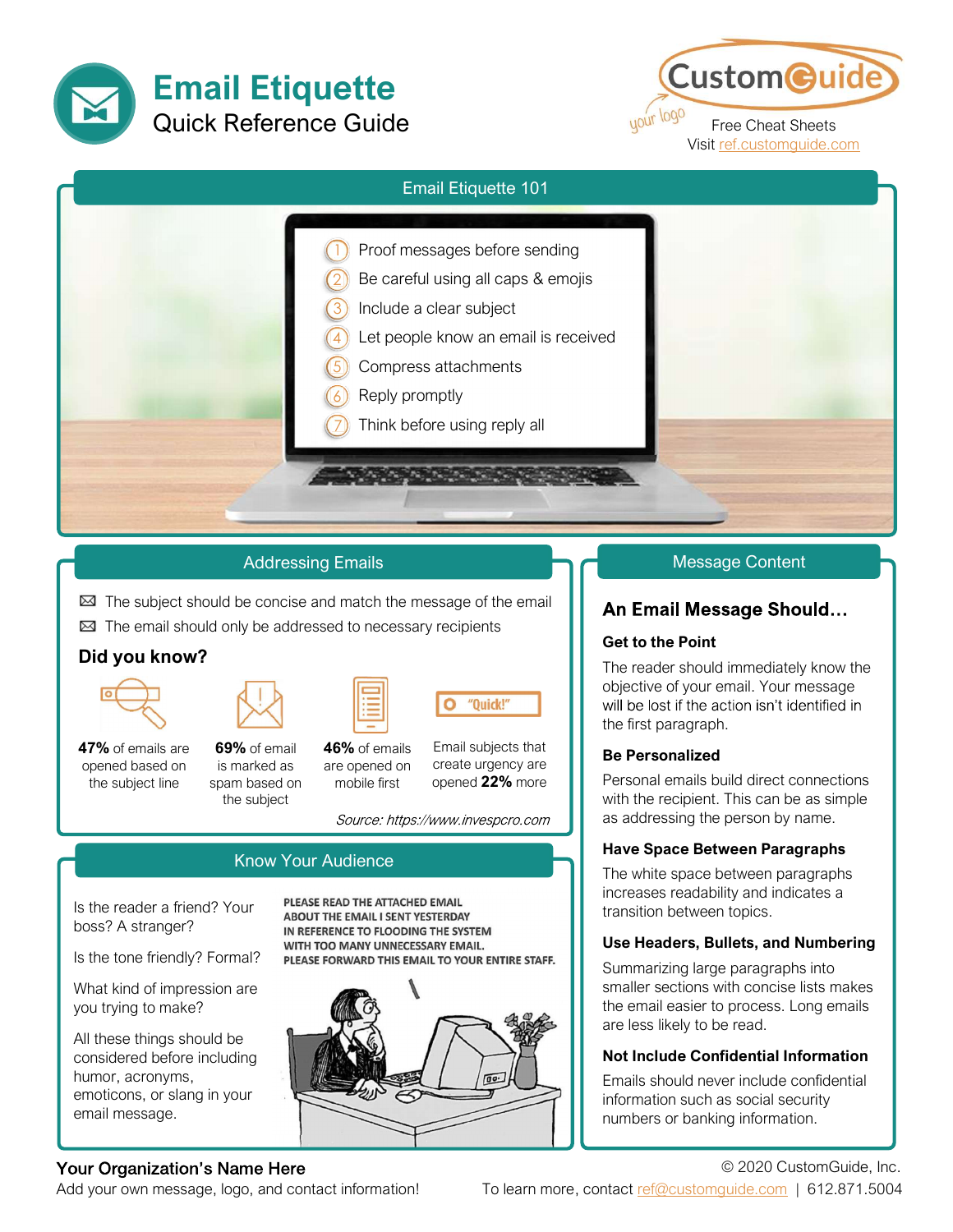# Email Etiquette

Quick Reference Guide

Custom Guide

your logo

Free Cheat Sheets

Visit ref.customguide.com

## Email Etiquette 101

1. Proof messages before sending
2. Be careful using all caps & emojis
3. Include a clear subject
4. Let people know an email is received
5. Compress attachments
6. Reply promptly
7. Think before using reply all

## Addressing Emails

- The subject should be concise and match the message of the email
- The email should only be addressed to necessary recipients

### Did you know?

**47%** of emails are opened based on the subject line

**69%** of email is marked as spam based on the subject

**46%** of emails are opened on mobile first

"Quick!"

Email subjects that create urgency are opened **22%** more

*Source: https://www.invespcro.com*

## Know Your Audience

Is the reader a friend? Your boss? A stranger?

Is the tone friendly? Formal?

What kind of impression are you trying to make?

All these things should be considered before including humor, acronyms, emoticons, or slang in your email message.

PLEASE READ THE ATTACHED EMAIL
ABOUT THE EMAIL I SENT YESTERDAY
IN REFERENCE TO FLOODING THE SYSTEM
WITH TOO MANY UNNECESSARY EMAIL.
PLEASE FORWARD THIS EMAIL TO YOUR ENTIRE STAFF.

## Message Content

### An Email Message Should…

**Get to the Point**

The reader should immediately know the objective of your email. Your message will be lost if the action isn't identified in the first paragraph.

**Be Personalized**

Personal emails build direct connections with the recipient. This can be as simple as addressing the person by name.

**Have Space Between Paragraphs**

The white space between paragraphs increases readability and indicates a transition between topics.

**Use Headers, Bullets, and Numbering**

Summarizing large paragraphs into smaller sections with concise lists makes the email easier to process. Long emails are less likely to be read.

**Not Include Confidential Information**

Emails should never include confidential information such as social security numbers or banking information.

**Your Organization's Name Here**

Add your own message, logo, and contact information!

© 2020 CustomGuide, Inc.

To learn more, contact ref@customguide.com | 612.871.5004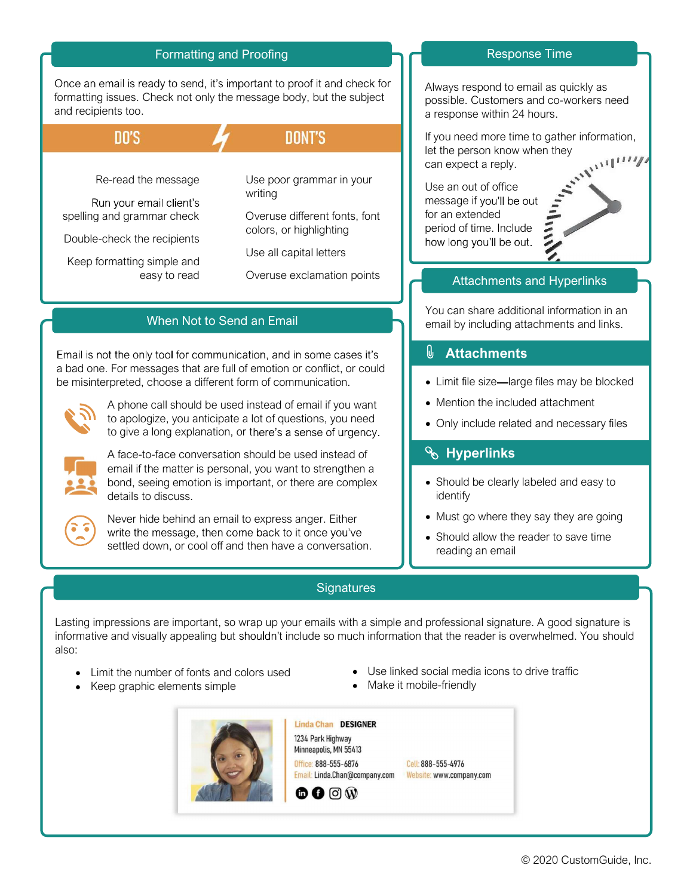## Formatting and Proofing

Once an email is ready to send, it's important to proof it and check for formatting issues. Check not only the message body, but the subject and recipients too.

| DO'S | DONT'S |
|---|---|
| Re-read the message | Use poor grammar in your writing |
| Run your email client's spelling and grammar check | Overuse different fonts, font colors, or highlighting |
| Double-check the recipients | Use all capital letters |
| Keep formatting simple and easy to read | Overuse exclamation points |

## When Not to Send an Email

Email is not the only tool for communication, and in some cases it's a bad one. For messages that are full of emotion or conflict, or could be misinterpreted, choose a different form of communication.

A phone call should be used instead of email if you want to apologize, you anticipate a lot of questions, you need to give a long explanation, or there's a sense of urgency.

A face-to-face conversation should be used instead of email if the matter is personal, you want to strengthen a bond, seeing emotion is important, or there are complex details to discuss.

Never hide behind an email to express anger. Either write the message, then come back to it once you've settled down, or cool off and then have a conversation.

## Response Time

Always respond to email as quickly as possible. Customers and co-workers need a response within 24 hours.

If you need more time to gather information, let the person know when they can expect a reply.

Use an out of office message if you'll be out for an extended period of time. Include how long you'll be out.

## Attachments and Hyperlinks

You can share additional information in an email by including attachments and links.

### Attachments

- Limit file size—large files may be blocked
- Mention the included attachment
- Only include related and necessary files

### Hyperlinks

- Should be clearly labeled and easy to identify
- Must go where they say they are going
- Should allow the reader to save time reading an email

## Signatures

Lasting impressions are important, so wrap up your emails with a simple and professional signature. A good signature is informative and visually appealing but shouldn't include so much information that the reader is overwhelmed. You should also:

- Limit the number of fonts and colors used
- Keep graphic elements simple
- Use linked social media icons to drive traffic
- Make it mobile-friendly

Linda Chan **DESIGNER**
1234 Park Highway
Minneapolis, MN 55413
Office: 888-555-6876 Cell: 888-555-4976
Email: Linda.Chan@company.com Website: www.company.com

© 2020 CustomGuide, Inc.